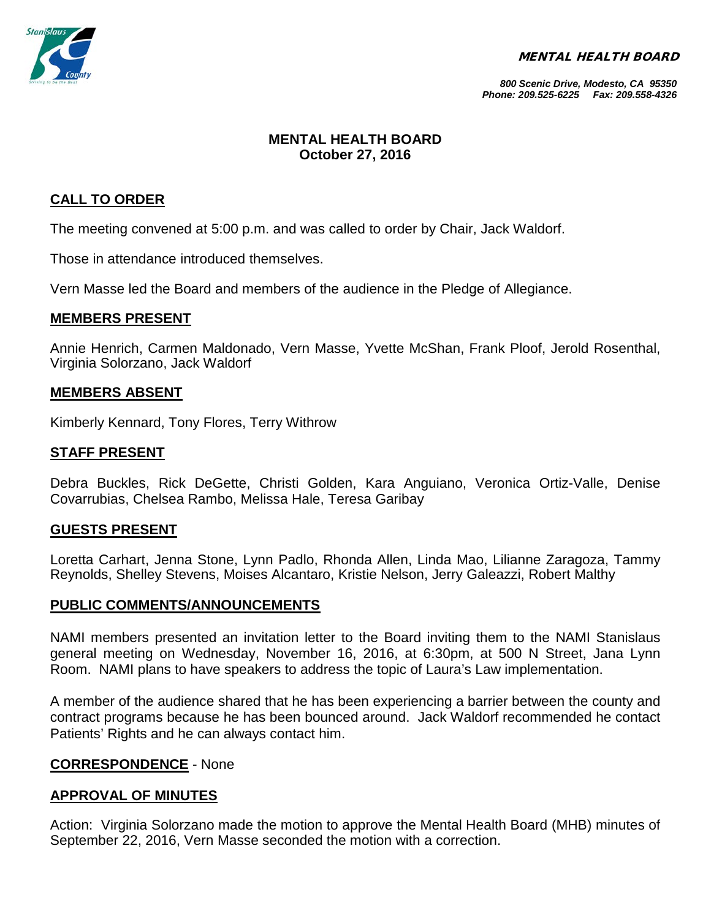MENTAL HEALTH BOARD

*800 Scenic Drive, Modesto, CA 95350*
*Phone: 209.525-6225 Fax: 209.558-4326*

# MENTAL HEALTH BOARD
## October 27, 2016

## CALL TO ORDER

The meeting convened at 5:00 p.m. and was called to order by Chair, Jack Waldorf.

Those in attendance introduced themselves.

Vern Masse led the Board and members of the audience in the Pledge of Allegiance.

## MEMBERS PRESENT

Annie Henrich, Carmen Maldonado, Vern Masse, Yvette McShan, Frank Ploof, Jerold Rosenthal, Virginia Solorzano, Jack Waldorf

## MEMBERS ABSENT

Kimberly Kennard, Tony Flores, Terry Withrow

## STAFF PRESENT

Debra Buckles, Rick DeGette, Christi Golden, Kara Anguiano, Veronica Ortiz-Valle, Denise Covarrubias, Chelsea Rambo, Melissa Hale, Teresa Garibay

## GUESTS PRESENT

Loretta Carhart, Jenna Stone, Lynn Padlo, Rhonda Allen, Linda Mao, Lilianne Zaragoza, Tammy Reynolds, Shelley Stevens, Moises Alcantaro, Kristie Nelson, Jerry Galeazzi, Robert Malthy

## PUBLIC COMMENTS/ANNOUNCEMENTS

NAMI members presented an invitation letter to the Board inviting them to the NAMI Stanislaus general meeting on Wednesday, November 16, 2016, at 6:30pm, at 500 N Street, Jana Lynn Room. NAMI plans to have speakers to address the topic of Laura's Law implementation.

A member of the audience shared that he has been experiencing a barrier between the county and contract programs because he has been bounced around. Jack Waldorf recommended he contact Patients' Rights and he can always contact him.

## CORRESPONDENCE - None

## APPROVAL OF MINUTES

Action: Virginia Solorzano made the motion to approve the Mental Health Board (MHB) minutes of September 22, 2016, Vern Masse seconded the motion with a correction.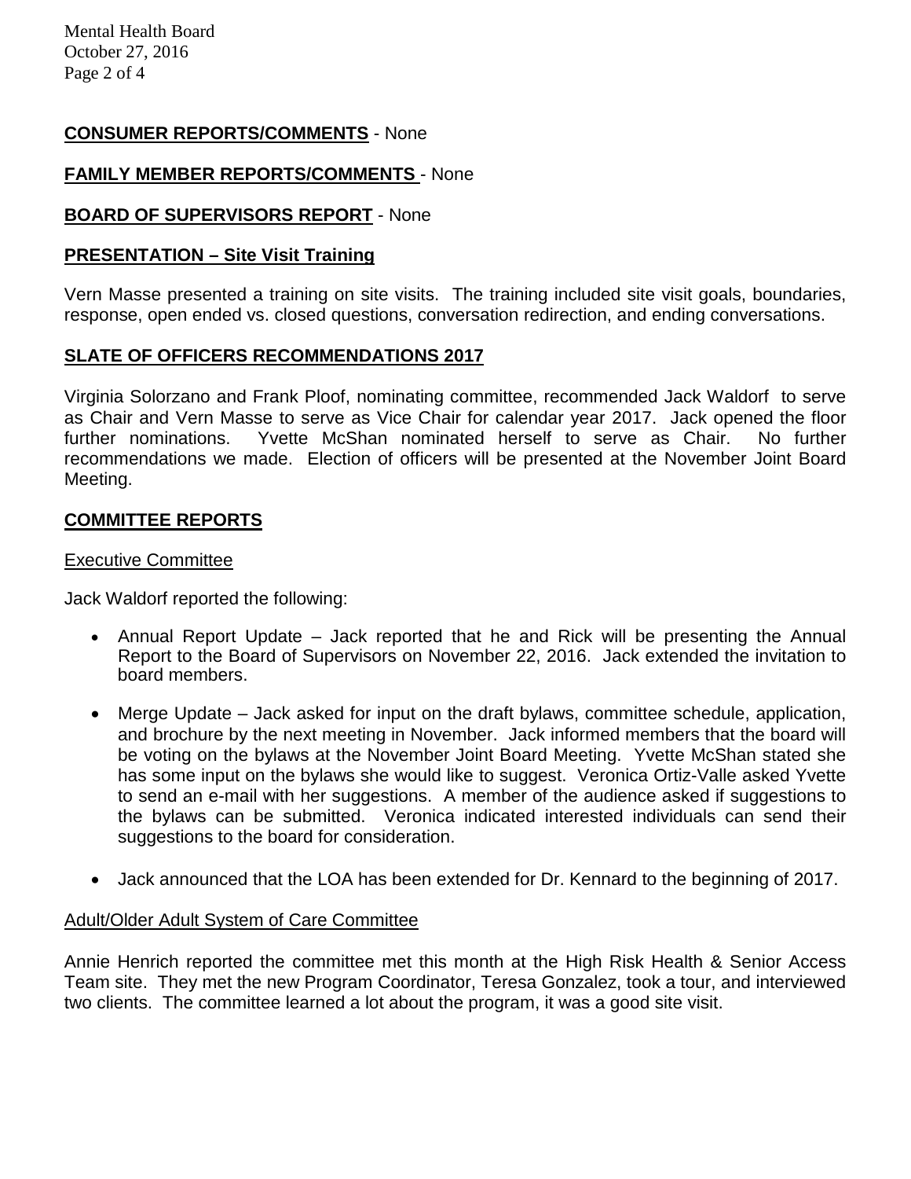**CONSUMER REPORTS/COMMENTS** - None

**FAMILY MEMBER REPORTS/COMMENTS** - None

**BOARD OF SUPERVISORS REPORT** - None

## PRESENTATION – Site Visit Training

Vern Masse presented a training on site visits. The training included site visit goals, boundaries, response, open ended vs. closed questions, conversation redirection, and ending conversations.

## SLATE OF OFFICERS RECOMMENDATIONS 2017

Virginia Solorzano and Frank Ploof, nominating committee, recommended Jack Waldorf to serve as Chair and Vern Masse to serve as Vice Chair for calendar year 2017. Jack opened the floor further nominations. Yvette McShan nominated herself to serve as Chair. No further recommendations we made. Election of officers will be presented at the November Joint Board Meeting.

## COMMITTEE REPORTS

### Executive Committee

Jack Waldorf reported the following:

- Annual Report Update – Jack reported that he and Rick will be presenting the Annual Report to the Board of Supervisors on November 22, 2016. Jack extended the invitation to board members.
- Merge Update – Jack asked for input on the draft bylaws, committee schedule, application, and brochure by the next meeting in November. Jack informed members that the board will be voting on the bylaws at the November Joint Board Meeting. Yvette McShan stated she has some input on the bylaws she would like to suggest. Veronica Ortiz-Valle asked Yvette to send an e-mail with her suggestions. A member of the audience asked if suggestions to the bylaws can be submitted. Veronica indicated interested individuals can send their suggestions to the board for consideration.
- Jack announced that the LOA has been extended for Dr. Kennard to the beginning of 2017.

### Adult/Older Adult System of Care Committee

Annie Henrich reported the committee met this month at the High Risk Health & Senior Access Team site. They met the new Program Coordinator, Teresa Gonzalez, took a tour, and interviewed two clients. The committee learned a lot about the program, it was a good site visit.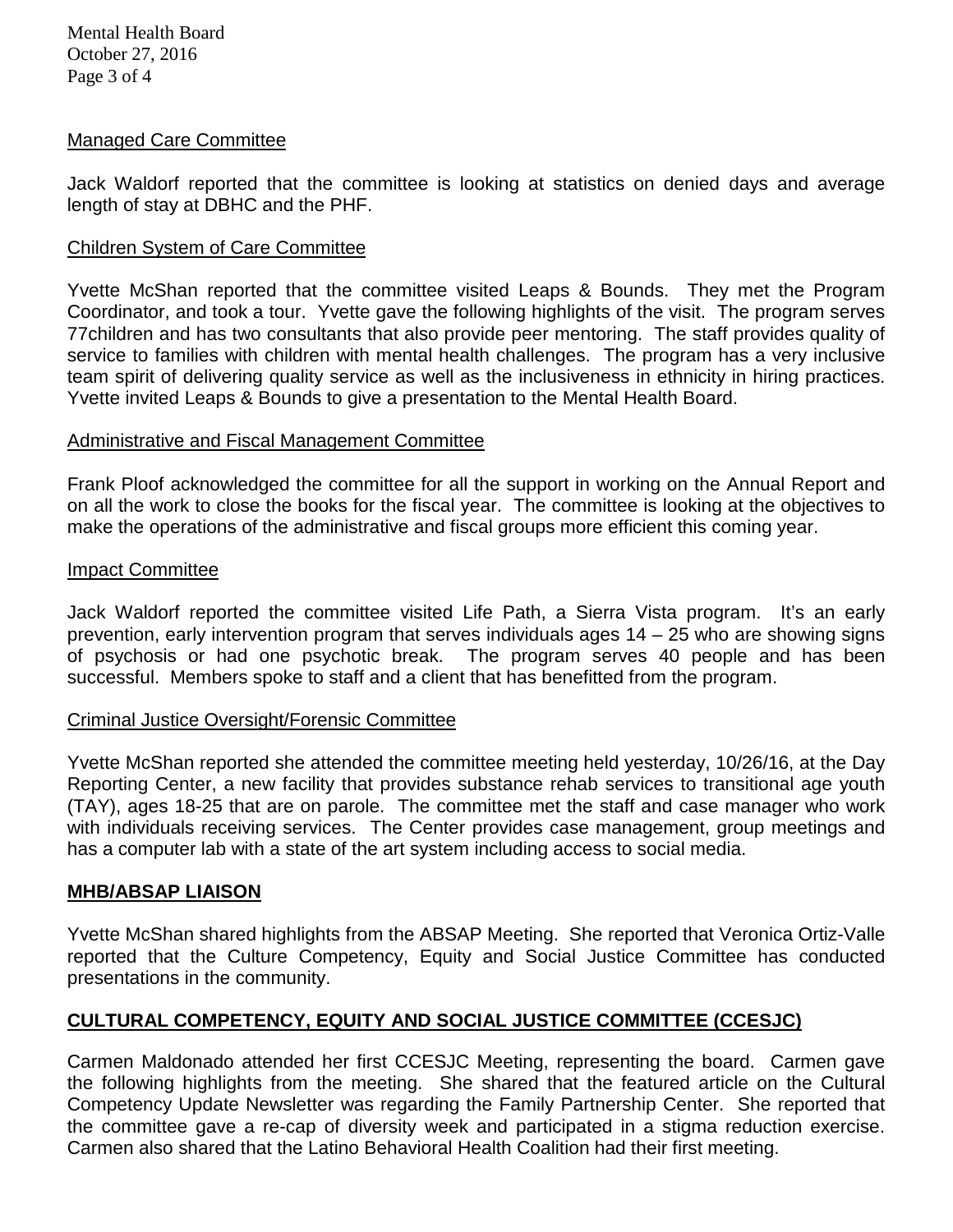Managed Care Committee

Jack Waldorf reported that the committee is looking at statistics on denied days and average length of stay at DBHC and the PHF.

Children System of Care Committee

Yvette McShan reported that the committee visited Leaps & Bounds. They met the Program Coordinator, and took a tour. Yvette gave the following highlights of the visit. The program serves 77children and has two consultants that also provide peer mentoring. The staff provides quality of service to families with children with mental health challenges. The program has a very inclusive team spirit of delivering quality service as well as the inclusiveness in ethnicity in hiring practices. Yvette invited Leaps & Bounds to give a presentation to the Mental Health Board.

Administrative and Fiscal Management Committee

Frank Ploof acknowledged the committee for all the support in working on the Annual Report and on all the work to close the books for the fiscal year. The committee is looking at the objectives to make the operations of the administrative and fiscal groups more efficient this coming year.

Impact Committee

Jack Waldorf reported the committee visited Life Path, a Sierra Vista program. It's an early prevention, early intervention program that serves individuals ages 14 – 25 who are showing signs of psychosis or had one psychotic break. The program serves 40 people and has been successful. Members spoke to staff and a client that has benefitted from the program.

Criminal Justice Oversight/Forensic Committee

Yvette McShan reported she attended the committee meeting held yesterday, 10/26/16, at the Day Reporting Center, a new facility that provides substance rehab services to transitional age youth (TAY), ages 18-25 that are on parole. The committee met the staff and case manager who work with individuals receiving services. The Center provides case management, group meetings and has a computer lab with a state of the art system including access to social media.

**MHB/ABSAP LIAISON**

Yvette McShan shared highlights from the ABSAP Meeting. She reported that Veronica Ortiz-Valle reported that the Culture Competency, Equity and Social Justice Committee has conducted presentations in the community.

**CULTURAL COMPETENCY, EQUITY AND SOCIAL JUSTICE COMMITTEE (CCESJC)**

Carmen Maldonado attended her first CCESJC Meeting, representing the board. Carmen gave the following highlights from the meeting. She shared that the featured article on the Cultural Competency Update Newsletter was regarding the Family Partnership Center. She reported that the committee gave a re-cap of diversity week and participated in a stigma reduction exercise. Carmen also shared that the Latino Behavioral Health Coalition had their first meeting.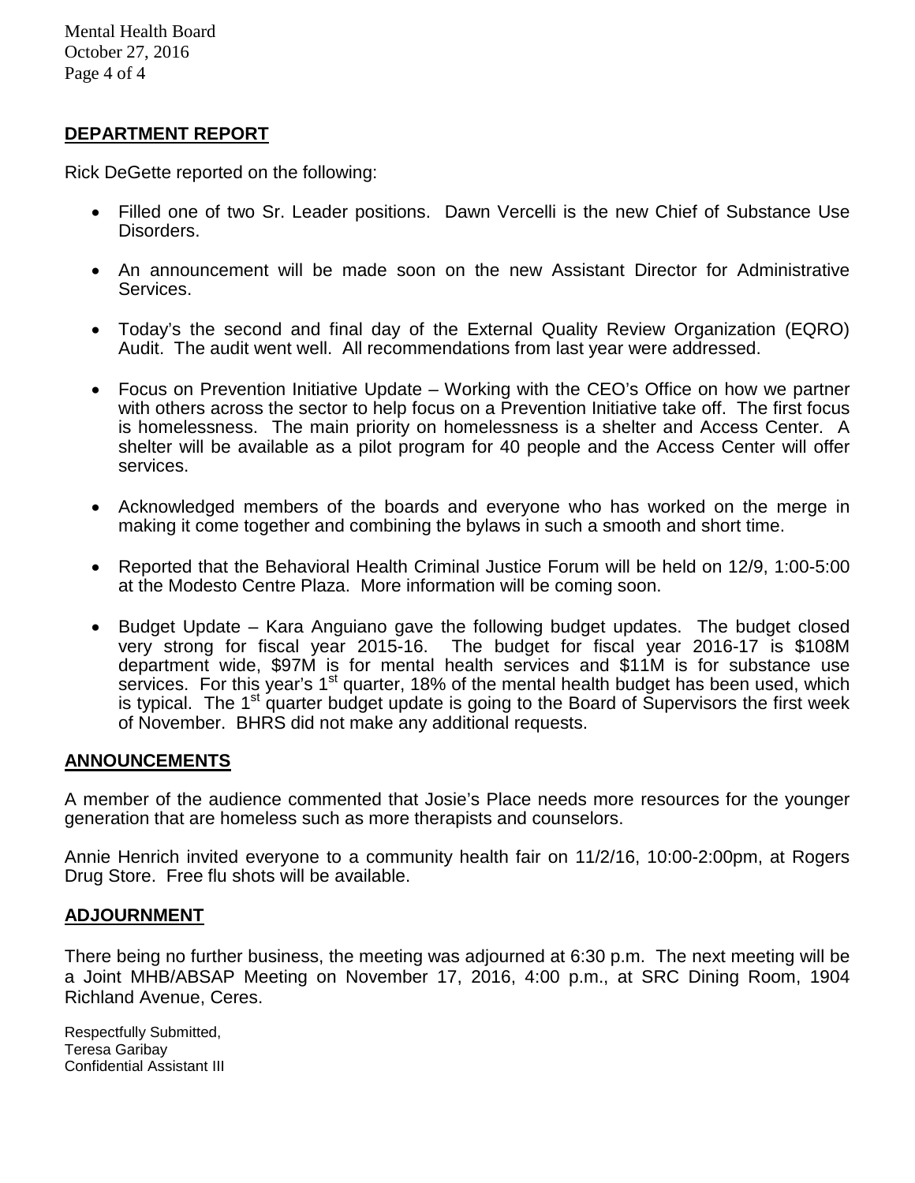## DEPARTMENT REPORT

Rick DeGette reported on the following:

- Filled one of two Sr. Leader positions. Dawn Vercelli is the new Chief of Substance Use Disorders.
- An announcement will be made soon on the new Assistant Director for Administrative Services.
- Today's the second and final day of the External Quality Review Organization (EQRO) Audit. The audit went well. All recommendations from last year were addressed.
- Focus on Prevention Initiative Update – Working with the CEO's Office on how we partner with others across the sector to help focus on a Prevention Initiative take off. The first focus is homelessness. The main priority on homelessness is a shelter and Access Center. A shelter will be available as a pilot program for 40 people and the Access Center will offer services.
- Acknowledged members of the boards and everyone who has worked on the merge in making it come together and combining the bylaws in such a smooth and short time.
- Reported that the Behavioral Health Criminal Justice Forum will be held on 12/9, 1:00-5:00 at the Modesto Centre Plaza. More information will be coming soon.
- Budget Update – Kara Anguiano gave the following budget updates. The budget closed very strong for fiscal year 2015-16. The budget for fiscal year 2016-17 is $108M department wide, $97M is for mental health services and $11M is for substance use services. For this year's 1st quarter, 18% of the mental health budget has been used, which is typical. The 1st quarter budget update is going to the Board of Supervisors the first week of November. BHRS did not make any additional requests.

## ANNOUNCEMENTS

A member of the audience commented that Josie's Place needs more resources for the younger generation that are homeless such as more therapists and counselors.

Annie Henrich invited everyone to a community health fair on 11/2/16, 10:00-2:00pm, at Rogers Drug Store. Free flu shots will be available.

## ADJOURNMENT

There being no further business, the meeting was adjourned at 6:30 p.m. The next meeting will be a Joint MHB/ABSAP Meeting on November 17, 2016, 4:00 p.m., at SRC Dining Room, 1904 Richland Avenue, Ceres.

Respectfully Submitted,
Teresa Garibay
Confidential Assistant III